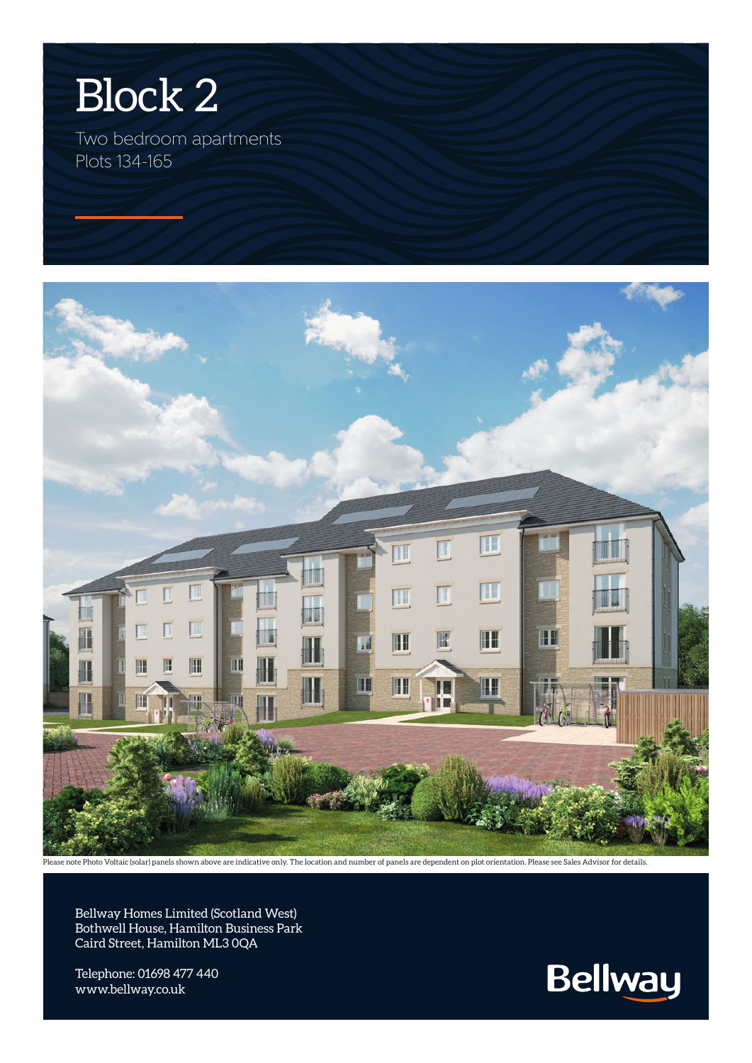# Block 2

Two bedroom apartments
Plots 134-165

Please note Photo Voltaic (solar) panels shown above are indicative only. The location and number of panels are dependent on plot orientation. Please see Sales Advisor for details.

Bellway Homes Limited (Scotland West)
Bothwell House, Hamilton Business Park
Caird Street, Hamilton ML3 0QA

Telephone: 01698 477 440
www.bellway.co.uk

Bellway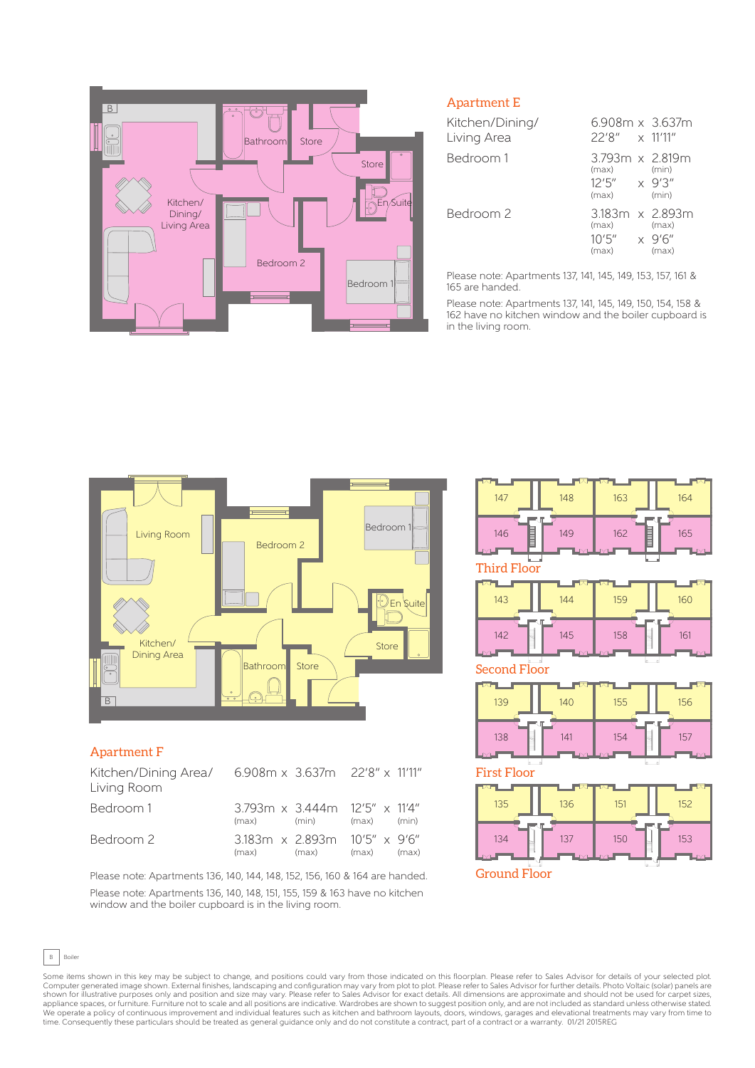## Apartment E

| | | |
|---|---|---|
| Kitchen/Dining/ Living Area | 6.908m x 3.637m | 22'8" x 11'11" |
| Bedroom 1 | 3.793m (max) x 2.819m (min) | 12'5" (max) x 9'3" (min) |
| Bedroom 2 | 3.183m (max) x 2.893m (max) | 10'5" (max) x 9'6" (max) |

Please note: Apartments 137, 141, 145, 149, 153, 157, 161 & 165 are handed.

Please note: Apartments 137, 141, 145, 149, 150, 154, 158 & 162 have no kitchen window and the boiler cupboard is in the living room.

## Apartment F

| | | |
|---|---|---|
| Kitchen/Dining Area/ Living Room | 6.908m x 3.637m | 22'8" x 11'11" |
| Bedroom 1 | 3.793m x 3.444m (min) | 12'5" (max) x 11'4" (min) |
| Bedroom 2 | 3.183m (max) x 2.893m (max) | 10'5" (max) x 9'6" (max) |

Please note: Apartments 136, 140, 144, 148, 152, 156, 160 & 164 are handed.

Please note: Apartments 136, 140, 148, 151, 155, 159 & 163 have no kitchen window and the boiler cupboard is in the living room.

Third Floor: 147, 148, 163, 164, 146, 149, 162, 165

Second Floor: 143, 144, 159, 160, 142, 145, 158, 161

First Floor: 139, 140, 155, 156, 138, 141, 154, 157

Ground Floor: 135, 136, 151, 152, 134, 137, 150, 153

B Boiler

Some items shown in this key may be subject to change, and positions could vary from those indicated on this floorplan. Please refer to Sales Advisor for details of your selected plot. Computer generated image shown. External finishes, landscaping and configuration may vary from plot to plot. Please refer to Sales Advisor for further details. Photo Voltaic (solar) panels are shown for illustrative purposes only and position and size may vary. Please refer to Sales Advisor for exact details. All dimensions are approximate and should not be used for carpet sizes, appliance spaces, or furniture. Furniture not to scale and all positions are indicative. Wardrobes are shown to suggest position only, and are not included as standard unless otherwise stated. We operate a policy of continuous improvement and individual features such as kitchen and bathroom layouts, doors, windows, garages and elevational treatments may vary from time to time. Consequently these particulars should be treated as general guidance only and do not constitute a contract, part of a contract or a warranty. 01/21 2015REG